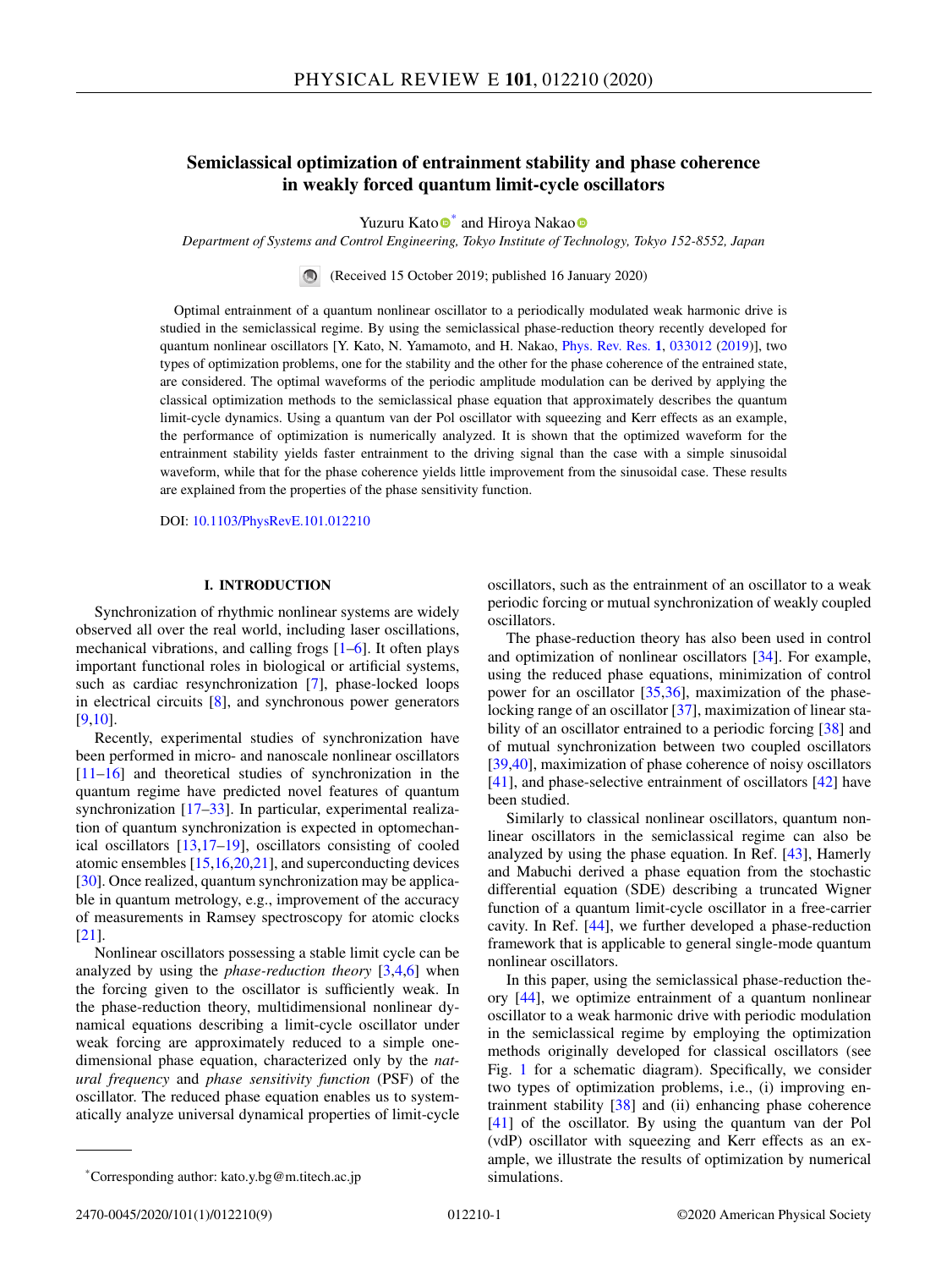# Semiclassical optimization of entrainment stability and phase coherence in weakly forced quantum limit-cycle oscillators

Yuzuru Kato[*] and Hiroya Nakao

*Department of Systems and Control Engineering, Tokyo Institute of Technology, Tokyo 152-8552, Japan*

(Received 15 October 2019; published 16 January 2020)

Optimal entrainment of a quantum nonlinear oscillator to a periodically modulated weak harmonic drive is studied in the semiclassical regime. By using the semiclassical phase-reduction theory recently developed for quantum nonlinear oscillators [Y. Kato, N. Yamamoto, and H. Nakao, Phys. Rev. Res. **1**, 033012 (2019)], two types of optimization problems, one for the stability and the other for the phase coherence of the entrained state, are considered. The optimal waveforms of the periodic amplitude modulation can be derived by applying the classical optimization methods to the semiclassical phase equation that approximately describes the quantum limit-cycle dynamics. Using a quantum van der Pol oscillator with squeezing and Kerr effects as an example, the performance of optimization is numerically analyzed. It is shown that the optimized waveform for the entrainment stability yields faster entrainment to the driving signal than the case with a simple sinusoidal waveform, while that for the phase coherence yields little improvement from the sinusoidal case. These results are explained from the properties of the phase sensitivity function.

DOI: 10.1103/PhysRevE.101.012210

## I. INTRODUCTION

Synchronization of rhythmic nonlinear systems are widely observed all over the real world, including laser oscillations, mechanical vibrations, and calling frogs [1–6]. It often plays important functional roles in biological or artificial systems, such as cardiac resynchronization [7], phase-locked loops in electrical circuits [8], and synchronous power generators [9,10].

Recently, experimental studies of synchronization have been performed in micro- and nanoscale nonlinear oscillators [11–16] and theoretical studies of synchronization in the quantum regime have predicted novel features of quantum synchronization [17–33]. In particular, experimental realization of quantum synchronization is expected in optomechanical oscillators [13,17–19], oscillators consisting of cooled atomic ensembles [15,16,20,21], and superconducting devices [30]. Once realized, quantum synchronization may be applicable in quantum metrology, e.g., improvement of the accuracy of measurements in Ramsey spectroscopy for atomic clocks [21].

Nonlinear oscillators possessing a stable limit cycle can be analyzed by using the *phase-reduction theory* [3,4,6] when the forcing given to the oscillator is sufficiently weak. In the phase-reduction theory, multidimensional nonlinear dynamical equations describing a limit-cycle oscillator under weak forcing are approximately reduced to a simple one-dimensional phase equation, characterized only by the *natural frequency* and *phase sensitivity function* (PSF) of the oscillator. The reduced phase equation enables us to systematically analyze universal dynamical properties of limit-cycle oscillators, such as the entrainment of an oscillator to a weak periodic forcing or mutual synchronization of weakly coupled oscillators.

The phase-reduction theory has also been used in control and optimization of nonlinear oscillators [34]. For example, using the reduced phase equations, minimization of control power for an oscillator [35,36], maximization of the phase-locking range of an oscillator [37], maximization of linear stability of an oscillator entrained to a periodic forcing [38] and of mutual synchronization between two coupled oscillators [39,40], maximization of phase coherence of noisy oscillators [41], and phase-selective entrainment of oscillators [42] have been studied.

Similarly to classical nonlinear oscillators, quantum nonlinear oscillators in the semiclassical regime can also be analyzed by using the phase equation. In Ref. [43], Hamerly and Mabuchi derived a phase equation from the stochastic differential equation (SDE) describing a truncated Wigner function of a quantum limit-cycle oscillator in a free-carrier cavity. In Ref. [44], we further developed a phase-reduction framework that is applicable to general single-mode quantum nonlinear oscillators.

In this paper, using the semiclassical phase-reduction theory [44], we optimize entrainment of a quantum nonlinear oscillator to a weak harmonic drive with periodic modulation in the semiclassical regime by employing the optimization methods originally developed for classical oscillators (see Fig. 1 for a schematic diagram). Specifically, we consider two types of optimization problems, i.e., (i) improving entrainment stability [38] and (ii) enhancing phase coherence [41] of the oscillator. By using the quantum van der Pol (vdP) oscillator with squeezing and Kerr effects as an example, we illustrate the results of optimization by numerical simulations.

[*] Corresponding author: kato.y.bg@m.titech.ac.jp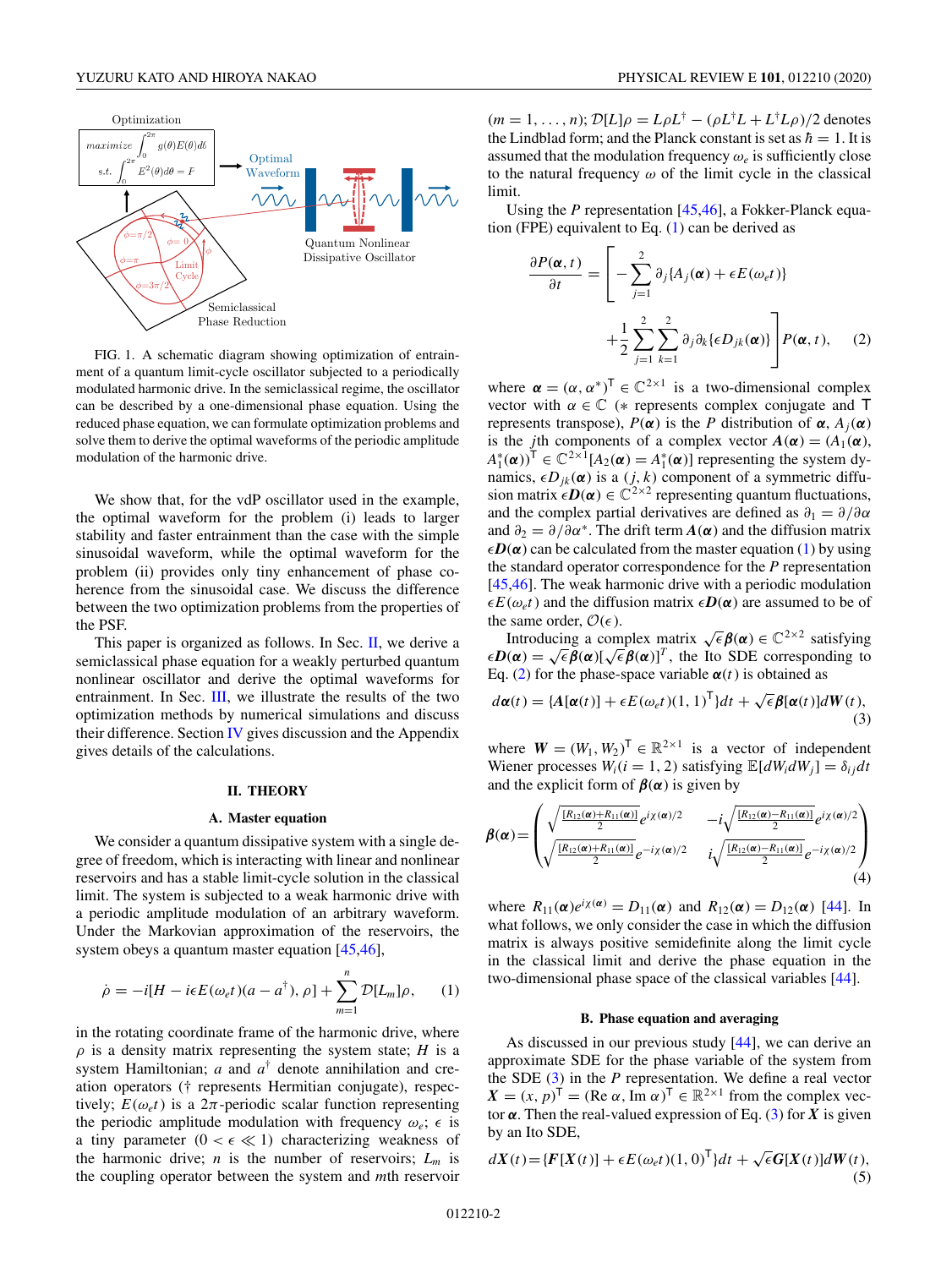FIG. 1. A schematic diagram showing optimization of entrainment of a quantum limit-cycle oscillator subjected to a periodically modulated harmonic drive. In the semiclassical regime, the oscillator can be described by a one-dimensional phase equation. Using the reduced phase equation, we can formulate optimization problems and solve them to derive the optimal waveforms of the periodic amplitude modulation of the harmonic drive.

We show that, for the vdP oscillator used in the example, the optimal waveform for the problem (i) leads to larger stability and faster entrainment than the case with the simple sinusoidal waveform, while the optimal waveform for the problem (ii) provides only tiny enhancement of phase coherence from the sinusoidal case. We discuss the difference between the two optimization problems from the properties of the PSF.

This paper is organized as follows. In Sec. II, we derive a semiclassical phase equation for a weakly perturbed quantum nonlinear oscillator and derive the optimal waveforms for entrainment. In Sec. III, we illustrate the results of the two optimization methods by numerical simulations and discuss their difference. Section IV gives discussion and the Appendix gives details of the calculations.

## II. THEORY

### A. Master equation

We consider a quantum dissipative system with a single degree of freedom, which is interacting with linear and nonlinear reservoirs and has a stable limit-cycle solution in the classical limit. The system is subjected to a weak harmonic drive with a periodic amplitude modulation of an arbitrary waveform. Under the Markovian approximation of the reservoirs, the system obeys a quantum master equation [45,46],

$$\dot{\rho} = -i[H - i\epsilon E(\omega_e t)(a - a^{\dagger}), \rho] + \sum_{m=1}^{n} \mathcal{D}[L_m]\rho, \quad (1)$$

in the rotating coordinate frame of the harmonic drive, where $\rho$ is a density matrix representing the system state; $H$ is a system Hamiltonian; $a$ and $a^{\dagger}$ denote annihilation and creation operators ($\dagger$ represents Hermitian conjugate), respectively; $E(\omega_e t)$ is a $2\pi$-periodic scalar function representing the periodic amplitude modulation with frequency $\omega_e$; $\epsilon$ is a tiny parameter ($0 < \epsilon \ll 1$) characterizing weakness of the harmonic drive; $n$ is the number of reservoirs; $L_m$ is the coupling operator between the system and $m$th reservoir ($m = 1, \ldots, n$); $\mathcal{D}[L]\rho = L\rho L^{\dagger} - (\rho L^{\dagger}L + L^{\dagger}L\rho)/2$ denotes the Lindblad form; and the Planck constant is set as $\hbar = 1$. It is assumed that the modulation frequency $\omega_e$ is sufficiently close to the natural frequency $\omega$ of the limit cycle in the classical limit.

Using the $P$ representation [45,46], a Fokker-Planck equation (FPE) equivalent to Eq. (1) can be derived as

$$\frac{\partial P(\boldsymbol{\alpha}, t)}{\partial t} = \left[ -\sum_{j=1}^{2} \partial_j \{A_j(\boldsymbol{\alpha}) + \epsilon E(\omega_e t)\} + \frac{1}{2}\sum_{j=1}^{2}\sum_{k=1}^{2} \partial_j \partial_k \{\epsilon D_{jk}(\boldsymbol{\alpha})\} \right] P(\boldsymbol{\alpha}, t), \quad (2)$$

where $\boldsymbol{\alpha} = (\alpha, \alpha^*)^{\mathsf{T}} \in \mathbb{C}^{2\times 1}$ is a two-dimensional complex vector with $\alpha \in \mathbb{C}$ ($*$ represents complex conjugate and $\mathsf{T}$ represents transpose), $P(\boldsymbol{\alpha})$ is the $P$ distribution of $\boldsymbol{\alpha}$, $A_j(\boldsymbol{\alpha})$ is the $j$th components of a complex vector $\boldsymbol{A}(\boldsymbol{\alpha}) = (A_1(\boldsymbol{\alpha}), A_1^*(\boldsymbol{\alpha}))^{\mathsf{T}} \in \mathbb{C}^{2\times 1}$ $[A_2(\boldsymbol{\alpha}) = A_1^*(\boldsymbol{\alpha})]$ representing the system dynamics, $\epsilon D_{jk}(\boldsymbol{\alpha})$ is a $(j, k)$ component of a symmetric diffusion matrix $\epsilon \boldsymbol{D}(\boldsymbol{\alpha}) \in \mathbb{C}^{2\times 2}$ representing quantum fluctuations, and the complex partial derivatives are defined as $\partial_1 = \partial/\partial\alpha$ and $\partial_2 = \partial/\partial\alpha^*$. The drift term $\boldsymbol{A}(\boldsymbol{\alpha})$ and the diffusion matrix $\epsilon\boldsymbol{D}(\boldsymbol{\alpha})$ can be calculated from the master equation (1) by using the standard operator correspondence for the $P$ representation [45,46]. The weak harmonic drive with a periodic modulation $\epsilon E(\omega_e t)$ and the diffusion matrix $\epsilon\boldsymbol{D}(\boldsymbol{\alpha})$ are assumed to be of the same order, $\mathcal{O}(\epsilon)$.

Introducing a complex matrix $\sqrt{\epsilon}\boldsymbol{\beta}(\boldsymbol{\alpha}) \in \mathbb{C}^{2\times 2}$ satisfying $\epsilon\boldsymbol{D}(\boldsymbol{\alpha}) = \sqrt{\epsilon}\boldsymbol{\beta}(\boldsymbol{\alpha})[\sqrt{\epsilon}\boldsymbol{\beta}(\boldsymbol{\alpha})]^T$, the Ito SDE corresponding to Eq. (2) for the phase-space variable $\boldsymbol{\alpha}(t)$ is obtained as

$$d\boldsymbol{\alpha}(t) = \{\boldsymbol{A}[\boldsymbol{\alpha}(t)] + \epsilon E(\omega_e t)(1, 1)^{\mathsf{T}}\}dt + \sqrt{\epsilon}\boldsymbol{\beta}[\boldsymbol{\alpha}(t)]d\boldsymbol{W}(t), \quad (3)$$

where $\boldsymbol{W} = (W_1, W_2)^{\mathsf{T}} \in \mathbb{R}^{2\times 1}$ is a vector of independent Wiener processes $W_i (i = 1, 2)$ satisfying $\mathbb{E}[dW_i dW_j] = \delta_{ij}dt$ and the explicit form of $\boldsymbol{\beta}(\boldsymbol{\alpha})$ is given by

$$\boldsymbol{\beta}(\boldsymbol{\alpha}) = \begin{pmatrix} \sqrt{\frac{[R_{12}(\boldsymbol{\alpha}) + R_{11}(\boldsymbol{\alpha})]}{2}} e^{i\chi(\boldsymbol{\alpha})/2} & -i\sqrt{\frac{[R_{12}(\boldsymbol{\alpha}) - R_{11}(\boldsymbol{\alpha})]}{2}} e^{i\chi(\boldsymbol{\alpha})/2} \\ \sqrt{\frac{[R_{12}(\boldsymbol{\alpha}) + R_{11}(\boldsymbol{\alpha})]}{2}} e^{-i\chi(\boldsymbol{\alpha})/2} & i\sqrt{\frac{[R_{12}(\boldsymbol{\alpha}) - R_{11}(\boldsymbol{\alpha})]}{2}} e^{-i\chi(\boldsymbol{\alpha})/2} \end{pmatrix} \quad (4)$$

where $R_{11}(\boldsymbol{\alpha})e^{i\chi(\boldsymbol{\alpha})} = D_{11}(\boldsymbol{\alpha})$ and $R_{12}(\boldsymbol{\alpha}) = D_{12}(\boldsymbol{\alpha})$ [44]. In what follows, we only consider the case in which the diffusion matrix is always positive semidefinite along the limit cycle in the classical limit and derive the phase equation in the two-dimensional phase space of the classical variables [44].

### B. Phase equation and averaging

As discussed in our previous study [44], we can derive an approximate SDE for the phase variable of the system from the SDE (3) in the $P$ representation. We define a real vector $\boldsymbol{X} = (x, p)^{\mathsf{T}} = (\mathrm{Re}\,\alpha, \mathrm{Im}\,\alpha)^{\mathsf{T}} \in \mathbb{R}^{2\times 1}$ from the complex vector $\boldsymbol{\alpha}$. Then the real-valued expression of Eq. (3) for $\boldsymbol{X}$ is given by an Ito SDE,

$$d\boldsymbol{X}(t) = \{\boldsymbol{F}[\boldsymbol{X}(t)] + \epsilon E(\omega_e t)(1, 0)^{\mathsf{T}}\}dt + \sqrt{\epsilon}\boldsymbol{G}[\boldsymbol{X}(t)]d\boldsymbol{W}(t), \quad (5)$$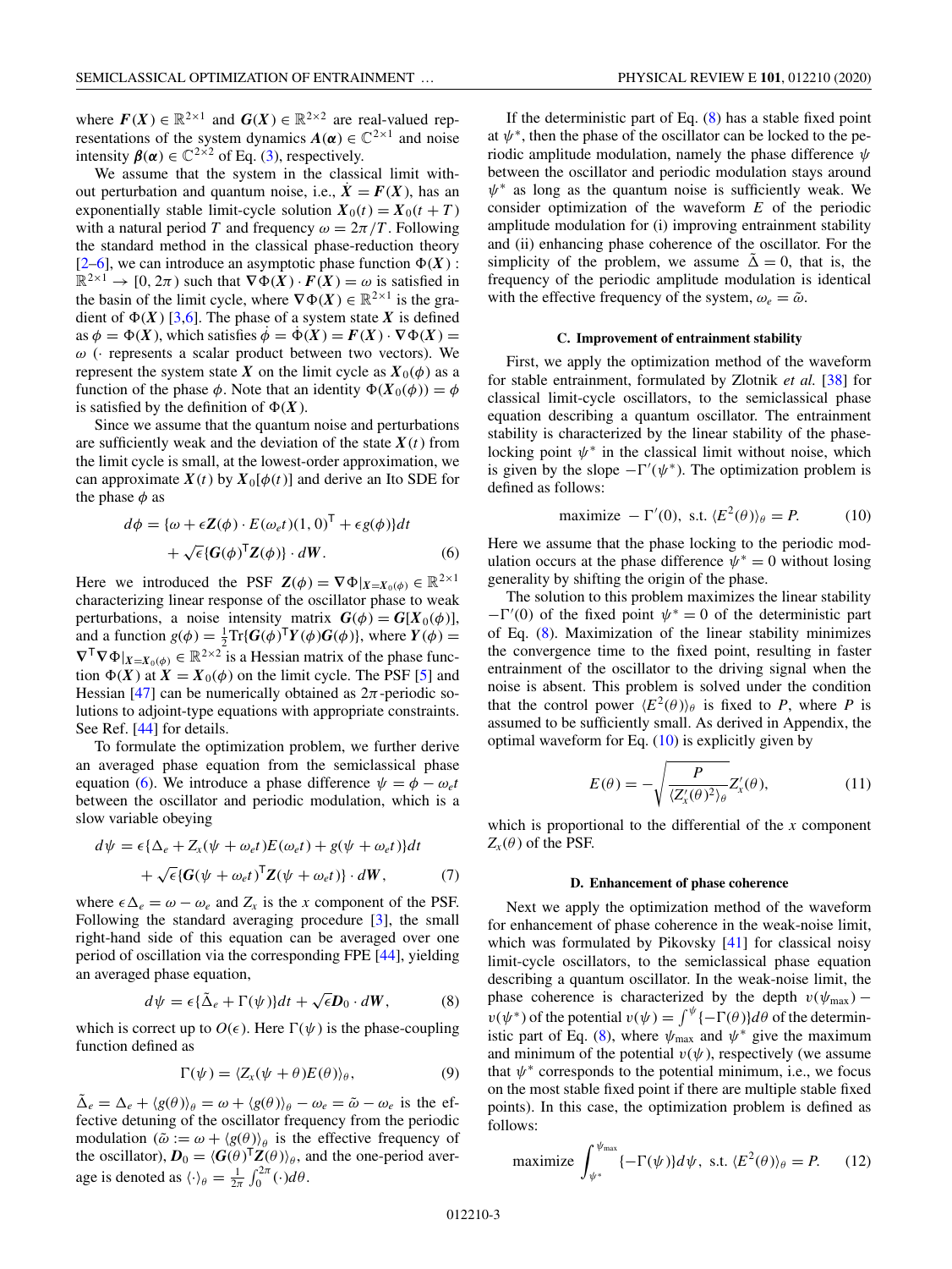where $\boldsymbol{F}(\boldsymbol{X}) \in \mathbb{R}^{2\times1}$ and $\boldsymbol{G}(\boldsymbol{X}) \in \mathbb{R}^{2\times2}$ are real-valued representations of the system dynamics $\boldsymbol{A}(\boldsymbol{\alpha}) \in \mathbb{C}^{2\times1}$ and noise intensity $\boldsymbol{\beta}(\boldsymbol{\alpha}) \in \mathbb{C}^{2\times2}$ of Eq. (3), respectively.

We assume that the system in the classical limit without perturbation and quantum noise, i.e., $\dot{\boldsymbol{X}} = \boldsymbol{F}(\boldsymbol{X})$, has an exponentially stable limit-cycle solution $\boldsymbol{X}_0(t) = \boldsymbol{X}_0(t+T)$ with a natural period $T$ and frequency $\omega = 2\pi/T$. Following the standard method in the classical phase-reduction theory [2–6], we can introduce an asymptotic phase function $\Phi(\boldsymbol{X}) : \mathbb{R}^{2\times1} \to [0, 2\pi)$ such that $\nabla\Phi(\boldsymbol{X}) \cdot \boldsymbol{F}(\boldsymbol{X}) = \omega$ is satisfied in the basin of the limit cycle, where $\nabla\Phi(\boldsymbol{X}) \in \mathbb{R}^{2\times1}$ is the gradient of $\Phi(\boldsymbol{X})$ [3,6]. The phase of a system state $\boldsymbol{X}$ is defined as $\phi = \Phi(\boldsymbol{X})$, which satisfies $\dot{\phi} = \dot{\Phi}(\boldsymbol{X}) = \boldsymbol{F}(\boldsymbol{X}) \cdot \nabla\Phi(\boldsymbol{X}) = \omega$ ($\cdot$ represents a scalar product between two vectors). We represent the system state $\boldsymbol{X}$ on the limit cycle as $\boldsymbol{X}_0(\phi)$ as a function of the phase $\phi$. Note that an identity $\Phi(\boldsymbol{X}_0(\phi)) = \phi$ is satisfied by the definition of $\Phi(\boldsymbol{X})$.

Since we assume that the quantum noise and perturbations are sufficiently weak and the deviation of the state $\boldsymbol{X}(t)$ from the limit cycle is small, at the lowest-order approximation, we can approximate $\boldsymbol{X}(t)$ by $\boldsymbol{X}_0[\phi(t)]$ and derive an Ito SDE for the phase $\phi$ as

$$d\phi = \{\omega + \epsilon \boldsymbol{Z}(\phi) \cdot E(\omega_e t)(1,0)^{\mathsf{T}} + \epsilon g(\phi)\}dt + \sqrt{\epsilon}\{\boldsymbol{G}(\phi)^{\mathsf{T}}\boldsymbol{Z}(\phi)\} \cdot d\boldsymbol{W}. \tag{6}$$

Here we introduced the PSF $\boldsymbol{Z}(\phi) = \nabla\Phi|_{\boldsymbol{X}=\boldsymbol{X}_0(\phi)} \in \mathbb{R}^{2\times1}$ characterizing linear response of the oscillator phase to weak perturbations, a noise intensity matrix $\boldsymbol{G}(\phi) = \boldsymbol{G}[\boldsymbol{X}_0(\phi)]$, and a function $g(\phi) = \frac{1}{2}\mathrm{Tr}\{\boldsymbol{G}(\phi)^{\mathsf{T}}\boldsymbol{Y}(\phi)\boldsymbol{G}(\phi)\}$, where $\boldsymbol{Y}(\phi) = \nabla^{\mathsf{T}}\nabla\Phi|_{\boldsymbol{X}=\boldsymbol{X}_0(\phi)} \in \mathbb{R}^{2\times2}$ is a Hessian matrix of the phase function $\Phi(\boldsymbol{X})$ at $\boldsymbol{X} = \boldsymbol{X}_0(\phi)$ on the limit cycle. The PSF [5] and Hessian [47] can be numerically obtained as $2\pi$-periodic solutions to adjoint-type equations with appropriate constraints. See Ref. [44] for details.

To formulate the optimization problem, we further derive an averaged phase equation from the semiclassical phase equation (6). We introduce a phase difference $\psi = \phi - \omega_e t$ between the oscillator and periodic modulation, which is a slow variable obeying

$$d\psi = \epsilon\{\Delta_e + Z_x(\psi + \omega_e t)E(\omega_e t) + g(\psi + \omega_e t)\}dt + \sqrt{\epsilon}\{\boldsymbol{G}(\psi + \omega_e t)^{\mathsf{T}}\boldsymbol{Z}(\psi + \omega_e t)\} \cdot d\boldsymbol{W}, \tag{7}$$

where $\epsilon\Delta_e = \omega - \omega_e$ and $Z_x$ is the $x$ component of the PSF. Following the standard averaging procedure [3], the small right-hand side of this equation can be averaged over one period of oscillation via the corresponding FPE [44], yielding an averaged phase equation,

$$d\psi = \epsilon\{\tilde{\Delta}_e + \Gamma(\psi)\}dt + \sqrt{\epsilon}\boldsymbol{D}_0 \cdot d\boldsymbol{W}, \tag{8}$$

which is correct up to $O(\epsilon)$. Here $\Gamma(\psi)$ is the phase-coupling function defined as

$$\Gamma(\psi) = \langle Z_x(\psi + \theta)E(\theta)\rangle_\theta, \tag{9}$$

$\tilde{\Delta}_e = \Delta_e + \langle g(\theta)\rangle_\theta = \omega + \langle g(\theta)\rangle_\theta - \omega_e = \tilde{\omega} - \omega_e$ is the effective detuning of the oscillator frequency from the periodic modulation ($\tilde{\omega} := \omega + \langle g(\theta)\rangle_\theta$ is the effective frequency of the oscillator), $\boldsymbol{D}_0 = \langle \boldsymbol{G}(\theta)^{\mathsf{T}}\boldsymbol{Z}(\theta)\rangle_\theta$, and the one-period average is denoted as $\langle\cdot\rangle_\theta = \frac{1}{2\pi}\int_0^{2\pi}(\cdot)d\theta$.

If the deterministic part of Eq. (8) has a stable fixed point at $\psi^*$, then the phase of the oscillator can be locked to the periodic amplitude modulation, namely the phase difference $\psi$ between the oscillator and periodic modulation stays around $\psi^*$ as long as the quantum noise is sufficiently weak. We consider optimization of the waveform $E$ of the periodic amplitude modulation for (i) improving entrainment stability and (ii) enhancing phase coherence of the oscillator. For the simplicity of the problem, we assume $\tilde{\Delta} = 0$, that is, the frequency of the periodic amplitude modulation is identical with the effective frequency of the system, $\omega_e = \tilde{\omega}$.

### C. Improvement of entrainment stability

First, we apply the optimization method of the waveform for stable entrainment, formulated by Zlotnik *et al.* [38] for classical limit-cycle oscillators, to the semiclassical phase equation describing a quantum oscillator. The entrainment stability is characterized by the linear stability of the phase-locking point $\psi^*$ in the classical limit without noise, which is given by the slope $-\Gamma'(\psi^*)$. The optimization problem is defined as follows:

$$\text{maximize } -\Gamma'(0), \text{ s.t. } \langle E^2(\theta)\rangle_\theta = P. \tag{10}$$

Here we assume that the phase locking to the periodic modulation occurs at the phase difference $\psi^* = 0$ without losing generality by shifting the origin of the phase.

The solution to this problem maximizes the linear stability $-\Gamma'(0)$ of the fixed point $\psi^* = 0$ of the deterministic part of Eq. (8). Maximization of the linear stability minimizes the convergence time to the fixed point, resulting in faster entrainment of the oscillator to the driving signal when the noise is absent. This problem is solved under the condition that the control power $\langle E^2(\theta)\rangle_\theta$ is fixed to $P$, where $P$ is assumed to be sufficiently small. As derived in Appendix, the optimal waveform for Eq. (10) is explicitly given by

$$E(\theta) = -\sqrt{\frac{P}{\langle Z_x'(\theta)^2\rangle_\theta}}Z_x'(\theta), \tag{11}$$

which is proportional to the differential of the $x$ component $Z_x(\theta)$ of the PSF.

### D. Enhancement of phase coherence

Next we apply the optimization method of the waveform for enhancement of phase coherence in the weak-noise limit, which was formulated by Pikovsky [41] for classical noisy limit-cycle oscillators, to the semiclassical phase equation describing a quantum oscillator. In the weak-noise limit, the phase coherence is characterized by the depth $v(\psi_{\max}) - v(\psi^*)$ of the potential $v(\psi) = \int^\psi \{-\Gamma(\theta)\}d\theta$ of the deterministic part of Eq. (8), where $\psi_{\max}$ and $\psi^*$ give the maximum and minimum of the potential $v(\psi)$, respectively (we assume that $\psi^*$ corresponds to the potential minimum, i.e., we focus on the most stable fixed point if there are multiple stable fixed points). In this case, the optimization problem is defined as follows:

$$\text{maximize } \int_{\psi^*}^{\psi_{\max}} \{-\Gamma(\psi)\}d\psi, \text{ s.t. } \langle E^2(\theta)\rangle_\theta = P. \tag{12}$$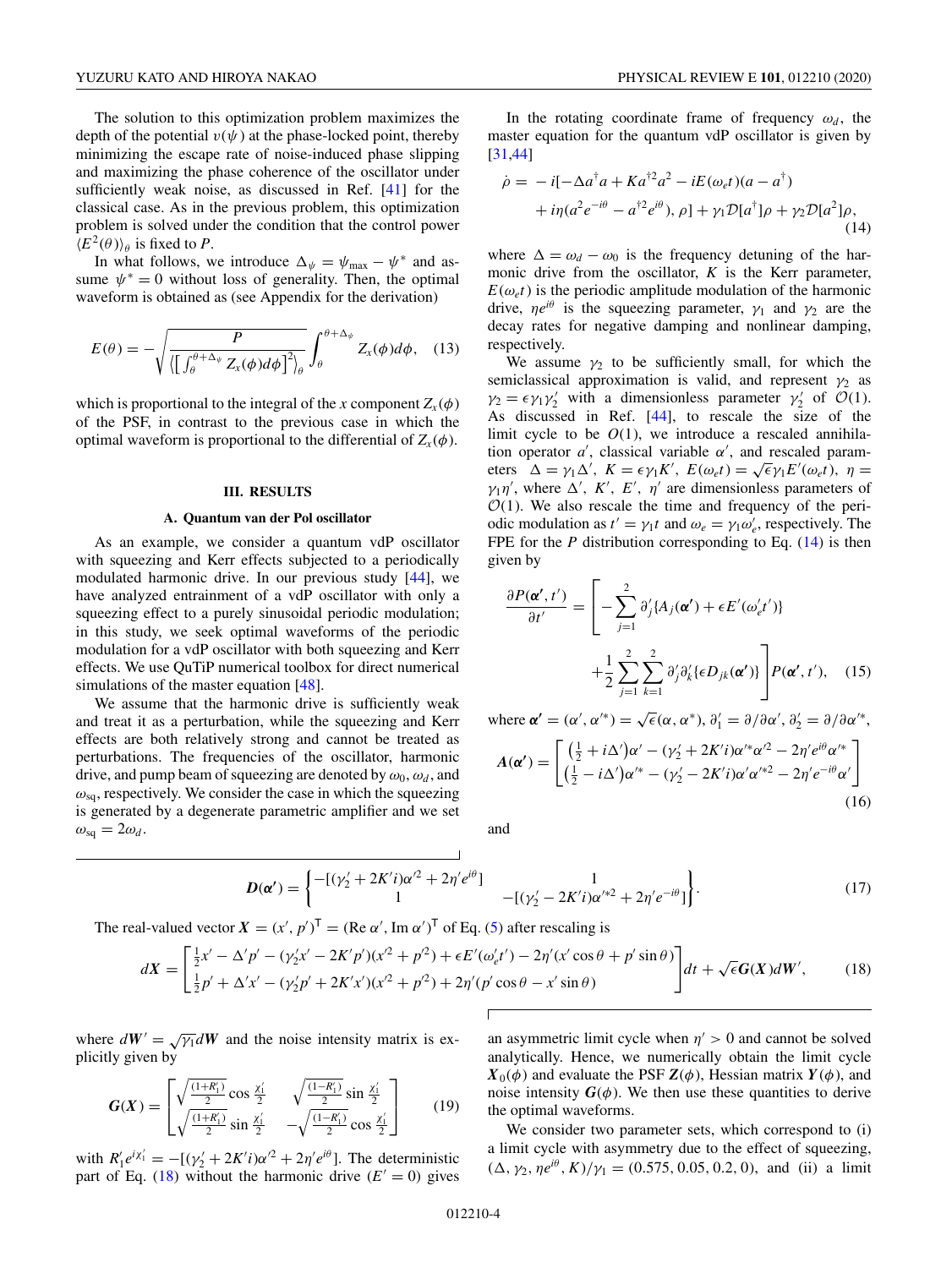The solution to this optimization problem maximizes the depth of the potential $v(\psi)$ at the phase-locked point, thereby minimizing the escape rate of noise-induced phase slipping and maximizing the phase coherence of the oscillator under sufficiently weak noise, as discussed in Ref. [41] for the classical case. As in the previous problem, this optimization problem is solved under the condition that the control power $\langle E^2(\theta)\rangle_\theta$ is fixed to $P$.

In what follows, we introduce $\Delta_\psi = \psi_{\max} - \psi^*$ and assume $\psi^* = 0$ without loss of generality. Then, the optimal waveform is obtained as (see Appendix for the derivation)

$$E(\theta) = -\sqrt{\frac{P}{\left\langle \left[\int_\theta^{\theta+\Delta_\psi} Z_x(\phi)d\phi\right]^2\right\rangle_\theta}} \int_\theta^{\theta+\Delta_\psi} Z_x(\phi)d\phi, \quad (13)$$

which is proportional to the integral of the $x$ component $Z_x(\phi)$ of the PSF, in contrast to the previous case in which the optimal waveform is proportional to the differential of $Z_x(\phi)$.

## III. RESULTS

### A. Quantum van der Pol oscillator

As an example, we consider a quantum vdP oscillator with squeezing and Kerr effects subjected to a periodically modulated harmonic drive. In our previous study [44], we have analyzed entrainment of a vdP oscillator with only a squeezing effect to a purely sinusoidal periodic modulation; in this study, we seek optimal waveforms of the periodic modulation for a vdP oscillator with both squeezing and Kerr effects. We use QuTiP numerical toolbox for direct numerical simulations of the master equation [48].

We assume that the harmonic drive is sufficiently weak and treat it as a perturbation, while the squeezing and Kerr effects are both relatively strong and cannot be treated as perturbations. The frequencies of the oscillator, harmonic drive, and pump beam of squeezing are denoted by $\omega_0$, $\omega_d$, and $\omega_{\rm sq}$, respectively. We consider the case in which the squeezing is generated by a degenerate parametric amplifier and we set $\omega_{\rm sq} = 2\omega_d$.

In the rotating coordinate frame of frequency $\omega_d$, the master equation for the quantum vdP oscillator is given by [31,44]

$$\begin{aligned}\dot{\rho} = &-i[-\Delta a^\dagger a + K a^{\dagger 2}a^2 - iE(\omega_e t)(a - a^\dagger) \\ &+ i\eta(a^2 e^{-i\theta} - a^{\dagger 2}e^{i\theta}), \rho] + \gamma_1 \mathcal{D}[a^\dagger]\rho + \gamma_2 \mathcal{D}[a^2]\rho,\end{aligned} \quad (14)$$

where $\Delta = \omega_d - \omega_0$ is the frequency detuning of the harmonic drive from the oscillator, $K$ is the Kerr parameter, $E(\omega_e t)$ is the periodic amplitude modulation of the harmonic drive, $\eta e^{i\theta}$ is the squeezing parameter, $\gamma_1$ and $\gamma_2$ are the decay rates for negative damping and nonlinear damping, respectively.

We assume $\gamma_2$ to be sufficiently small, for which the semiclassical approximation is valid, and represent $\gamma_2$ as $\gamma_2 = \epsilon\gamma_1\gamma_2'$ with a dimensionless parameter $\gamma_2'$ of $\mathcal{O}(1)$. As discussed in Ref. [44], to rescale the size of the limit cycle to be $O(1)$, we introduce a rescaled annihilation operator $a'$, classical variable $\alpha'$, and rescaled parameters $\Delta = \gamma_1\Delta'$, $K = \epsilon\gamma_1 K'$, $E(\omega_e t) = \sqrt{\epsilon}\gamma_1 E'(\omega_e t)$, $\eta = \gamma_1\eta'$, where $\Delta'$, $K'$, $E'$, $\eta'$ are dimensionless parameters of $\mathcal{O}(1)$. We also rescale the time and frequency of the periodic modulation as $t' = \gamma_1 t$ and $\omega_e = \gamma_1\omega_e'$, respectively. The FPE for the $P$ distribution corresponding to Eq. (14) is then given by

$$\begin{aligned}\frac{\partial P(\boldsymbol{\alpha}', t')}{\partial t'} = \Bigg[&-\sum_{j=1}^{2}\partial_j'\{A_j(\boldsymbol{\alpha}') + \epsilon E'(\omega_e' t')\} \\ &+ \frac{1}{2}\sum_{j=1}^{2}\sum_{k=1}^{2}\partial_j'\partial_k'\{\epsilon D_{jk}(\boldsymbol{\alpha}')\}\Bigg]P(\boldsymbol{\alpha}', t'),\end{aligned} \quad (15)$$

where $\boldsymbol{\alpha}' = (\alpha', \alpha'^*) = \sqrt{\epsilon}(\alpha, \alpha^*)$, $\partial_1' = \partial/\partial\alpha'$, $\partial_2' = \partial/\partial\alpha'^*$,

$$\boldsymbol{A}(\boldsymbol{\alpha}') = \begin{bmatrix} \left(\frac{1}{2} + i\Delta'\right)\alpha' - (\gamma_2' + 2K'i)\alpha'^*\alpha'^2 - 2\eta' e^{i\theta}\alpha'^* \\ \left(\frac{1}{2} - i\Delta'\right)\alpha'^* - (\gamma_2' - 2K'i)\alpha'\alpha'^{*2} - 2\eta' e^{-i\theta}\alpha' \end{bmatrix} \quad (16)$$

and

$$\boldsymbol{D}(\boldsymbol{\alpha}') = \begin{Bmatrix} -[(\gamma_2' + 2K'i)\alpha'^2 + 2\eta' e^{i\theta}] & 1 \\ 1 & -[(\gamma_2' - 2K'i)\alpha'^{*2} + 2\eta' e^{-i\theta}] \end{Bmatrix}. \quad (17)$$

The real-valued vector $\boldsymbol{X} = (x', p')^\mathsf{T} = (\mathrm{Re}\,\alpha', \mathrm{Im}\,\alpha')^\mathsf{T}$ of Eq. (5) after rescaling is

$$d\boldsymbol{X} = \begin{bmatrix} \frac{1}{2}x' - \Delta' p' - (\gamma_2' x' - 2K'p')(x'^2 + p'^2) + \epsilon E'(\omega_e' t') - 2\eta'(x'\cos\theta + p'\sin\theta) \\ \frac{1}{2}p' + \Delta' x' - (\gamma_2' p' + 2K'x')(x'^2 + p'^2) + 2\eta'(p'\cos\theta - x'\sin\theta) \end{bmatrix}dt + \sqrt{\epsilon}\boldsymbol{G}(\boldsymbol{X})d\boldsymbol{W}', \quad (18)$$

where $d\boldsymbol{W}' = \sqrt{\gamma_1}d\boldsymbol{W}$ and the noise intensity matrix is explicitly given by

$$\boldsymbol{G}(\boldsymbol{X}) = \begin{bmatrix} \sqrt{\frac{(1+R_1')}{2}}\cos\frac{\chi_1'}{2} & \sqrt{\frac{(1-R_1')}{2}}\sin\frac{\chi_1'}{2} \\ \sqrt{\frac{(1+R_1')}{2}}\sin\frac{\chi_1'}{2} & -\sqrt{\frac{(1-R_1')}{2}}\cos\frac{\chi_1'}{2} \end{bmatrix} \quad (19)$$

with $R_1' e^{i\chi_1'} = -[(\gamma_2' + 2K'i)\alpha'^2 + 2\eta' e^{i\theta}]$. The deterministic part of Eq. (18) without the harmonic drive ($E' = 0$) gives an asymmetric limit cycle when $\eta' > 0$ and cannot be solved analytically. Hence, we numerically obtain the limit cycle $\boldsymbol{X}_0(\phi)$ and evaluate the PSF $\boldsymbol{Z}(\phi)$, Hessian matrix $\boldsymbol{Y}(\phi)$, and noise intensity $\boldsymbol{G}(\phi)$. We then use these quantities to derive the optimal waveforms.

We consider two parameter sets, which correspond to (i) a limit cycle with asymmetry due to the effect of squeezing, $(\Delta, \gamma_2, \eta e^{i\theta}, K)/\gamma_1 = (0.575, 0.05, 0.2, 0)$, and (ii) a limit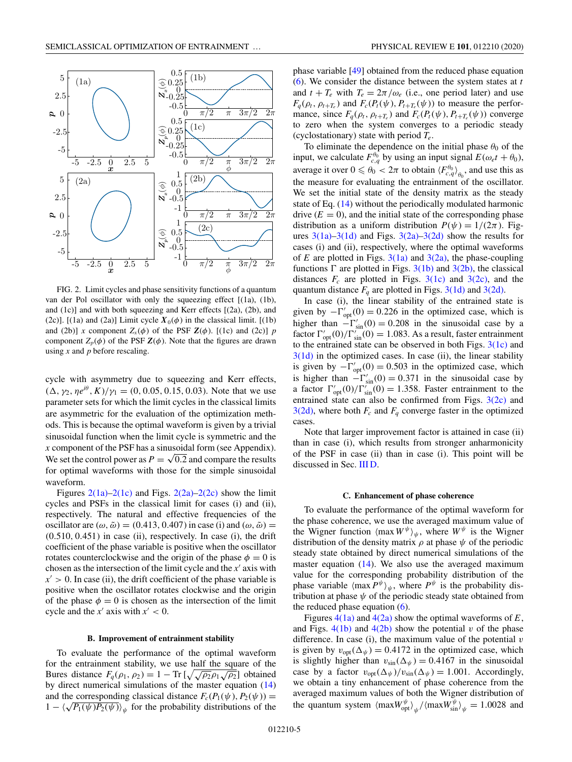FIG. 2. Limit cycles and phase sensitivity functions of a quantum van der Pol oscillator with only the squeezing effect [(1a), (1b), and (1c)] and with both squeezing and Kerr effects [(2a), (2b), and (2c)]. [(1a) and (2a)] Limit cycle $\boldsymbol{X}_0(\phi)$ in the classical limit. [(1b) and (2b)] $x$ component $Z_x(\phi)$ of the PSF $\boldsymbol{Z}(\phi)$. [(1c) and (2c)] $p$ component $Z_p(\phi)$ of the PSF $\boldsymbol{Z}(\phi)$. Note that the figures are drawn using $x$ and $p$ before rescaling.

cycle with asymmetry due to squeezing and Kerr effects, $(\Delta, \gamma_2, \eta e^{i\theta}, K)/\gamma_1 = (0, 0.05, 0.15, 0.03)$. Note that we use parameter sets for which the limit cycles in the classical limits are asymmetric for the evaluation of the optimization methods. This is because the optimal waveform is given by a trivial sinusoidal function when the limit cycle is symmetric and the $x$ component of the PSF has a sinusoidal form (see Appendix). We set the control power as $P = \sqrt{0.2}$ and compare the results for optimal waveforms with those for the simple sinusoidal waveform.

Figures 2(1a)–2(1c) and Figs. 2(2a)–2(2c) show the limit cycles and PSFs in the classical limit for cases (i) and (ii), respectively. The natural and effective frequencies of the oscillator are $(\omega, \tilde{\omega}) = (0.413, 0.407)$ in case (i) and $(\omega, \tilde{\omega}) = (0.510, 0.451)$ in case (ii), respectively. In case (i), the drift coefficient of the phase variable is positive when the oscillator rotates counterclockwise and the origin of the phase $\phi = 0$ is chosen as the intersection of the limit cycle and the $x'$ axis with $x' > 0$. In case (ii), the drift coefficient of the phase variable is positive when the oscillator rotates clockwise and the origin of the phase $\phi = 0$ is chosen as the intersection of the limit cycle and the $x'$ axis with $x' < 0$.

### B. Improvement of entrainment stability

To evaluate the performance of the optimal waveform for the entrainment stability, we use half the square of the Bures distance $F_q(\rho_1, \rho_2) = 1 - \mathrm{Tr}\,[\sqrt{\sqrt{\rho_2}\rho_1\sqrt{\rho_2}}]$ obtained by direct numerical simulations of the master equation (14) and the corresponding classical distance $F_c(P_1(\psi), P_2(\psi)) = 1 - \langle\sqrt{P_1(\psi)P_2(\psi)}\rangle_\psi$ for the probability distributions of the phase variable [49] obtained from the reduced phase equation (6). We consider the distance between the system states at $t$ and $t + T_e$ with $T_e = 2\pi/\omega_e$ (i.e., one period later) and use $F_q(\rho_t, \rho_{t+T_e})$ and $F_c(P_t(\psi), P_{t+T_e}(\psi))$ to measure the performance, since $F_q(\rho_t, \rho_{t+T_e})$ and $F_c(P_t(\psi), P_{t+T_e}(\psi))$ converge to zero when the system converges to a periodic steady (cyclostationary) state with period $T_e$.

To eliminate the dependence on the initial phase $\theta_0$ of the input, we calculate $F_{c,q}^{\theta_0}$ by using an input signal $E(\omega_e t + \theta_0)$, average it over $0 \leqslant \theta_0 < 2\pi$ to obtain $\langle F_{c,q}^{\theta_0}\rangle_{\theta_0}$, and use this as the measure for evaluating the entrainment of the oscillator. We set the initial state of the density matrix as the steady state of Eq. (14) without the periodically modulated harmonic drive ($E = 0$), and the initial state of the corresponding phase distribution as a uniform distribution $P(\psi) = 1/(2\pi)$. Figures 3(1a)–3(1d) and Figs. 3(2a)–3(2d) show the results for cases (i) and (ii), respectively, where the optimal waveforms of $E$ are plotted in Figs. 3(1a) and 3(2a), the phase-coupling functions $\Gamma$ are plotted in Figs. 3(1b) and 3(2b), the classical distances $F_c$ are plotted in Figs. 3(1c) and 3(2c), and the quantum distance $F_q$ are plotted in Figs. 3(1d) and 3(2d).

In case (i), the linear stability of the entrained state is given by $-\Gamma'_{\rm opt}(0) = 0.226$ in the optimized case, which is higher than $-\Gamma'_{\rm sin}(0) = 0.208$ in the sinusoidal case by a factor $\Gamma'_{\rm opt}(0)/\Gamma'_{\rm sin}(0) = 1.083$. As a result, faster entrainment to the entrained state can be observed in both Figs. 3(1c) and 3(1d) in the optimized cases. In case (ii), the linear stability is given by $-\Gamma'_{\rm opt}(0) = 0.503$ in the optimized case, which is higher than $-\Gamma'_{\rm sin}(0) = 0.371$ in the sinusoidal case by a factor $\Gamma'_{\rm opt}(0)/\Gamma'_{\rm sin}(0) = 1.358$. Faster entrainment to the entrained state can also be confirmed from Figs. 3(2c) and 3(2d), where both $F_c$ and $F_q$ converge faster in the optimized cases.

Note that larger improvement factor is attained in case (ii) than in case (i), which results from stronger anharmonicity of the PSF in case (ii) than in case (i). This point will be discussed in Sec. III D.

### C. Enhancement of phase coherence

To evaluate the performance of the optimal waveform for the phase coherence, we use the averaged maximum value of the Wigner function $\langle \max W^\psi\rangle_\psi$, where $W^\psi$ is the Wigner distribution of the density matrix $\rho$ at phase $\psi$ of the periodic steady state obtained by direct numerical simulations of the master equation (14). We also use the averaged maximum value for the corresponding probability distribution of the phase variable $\langle \max P^\psi\rangle_\psi$, where $P^\psi$ is the probability distribution at phase $\psi$ of the periodic steady state obtained from the reduced phase equation (6).

Figures 4(1a) and 4(2a) show the optimal waveforms of $E$, and Figs. 4(1b) and 4(2b) show the potential $v$ of the phase difference. In case (i), the maximum value of the potential $v$ is given by $v_{\rm opt}(\Delta_\psi) = 0.4172$ in the optimized case, which is slightly higher than $v_{\rm sin}(\Delta_\psi) = 0.4167$ in the sinusoidal case by a factor $v_{\rm opt}(\Delta_\psi)/v_{\rm sin}(\Delta_\psi) = 1.001$. Accordingly, we obtain a tiny enhancement of phase coherence from the averaged maximum values of both the Wigner distribution of the quantum system $\langle \max W_{\rm opt}^\psi\rangle_\psi / \langle \max W_{\rm sin}^\psi\rangle_\psi = 1.0028$ and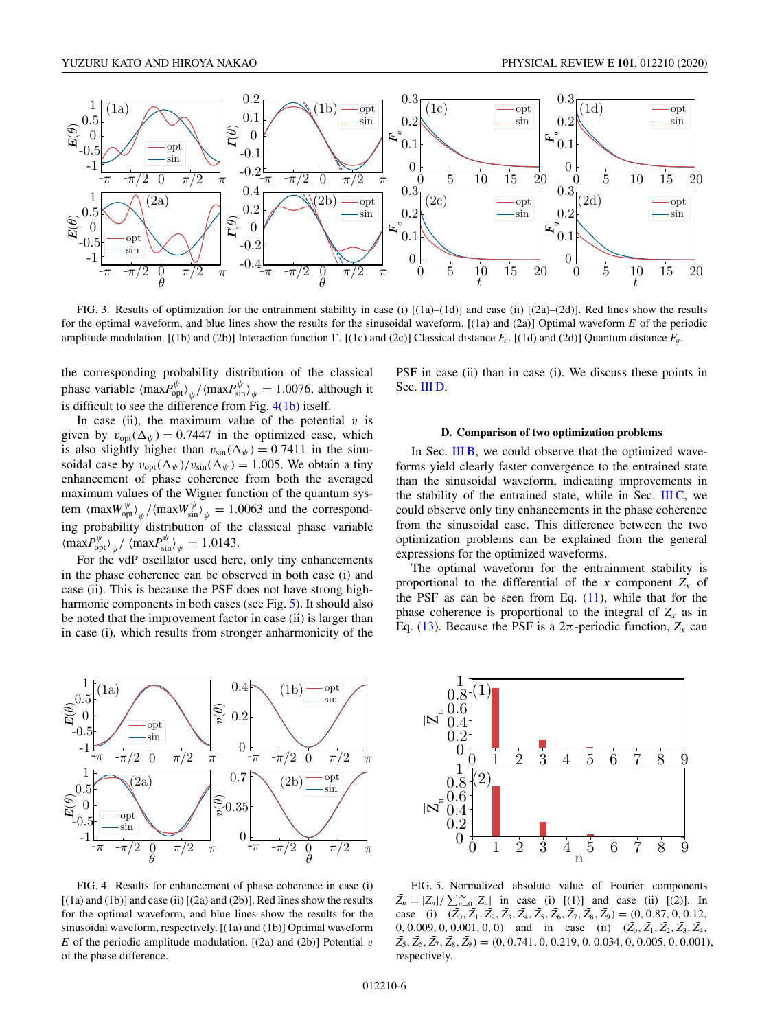FIG. 3. Results of optimization for the entrainment stability in case (i) [(1a)–(1d)] and case (ii) [(2a)–(2d)]. Red lines show the results for the optimal waveform, and blue lines show the results for the sinusoidal waveform. [(1a) and (2a)] Optimal waveform $E$ of the periodic amplitude modulation. [(1b) and (2b)] Interaction function $\Gamma$. [(1c) and (2c)] Classical distance $F_c$. [(1d) and (2d)] Quantum distance $F_q$.

the corresponding probability distribution of the classical phase variable $\langle \max P^{\psi}_{\rm opt} \rangle_{\psi} / \langle \max P^{\psi}_{\rm sin} \rangle_{\psi} = 1.0076$, although it is difficult to see the difference from Fig. 4(1b) itself.

In case (ii), the maximum value of the potential $v$ is given by $v_{\rm opt}(\Delta_{\psi}) = 0.7447$ in the optimized case, which is also slightly higher than $v_{\rm sin}(\Delta_{\psi}) = 0.7411$ in the sinusoidal case by $v_{\rm opt}(\Delta_{\psi})/v_{\rm sin}(\Delta_{\psi}) = 1.005$. We obtain a tiny enhancement of phase coherence from both the averaged maximum values of the Wigner function of the quantum system $\langle \max W^{\psi}_{\rm opt} \rangle_{\psi} / \langle \max W^{\psi}_{\rm sin} \rangle_{\psi} = 1.0063$ and the corresponding probability distribution of the classical phase variable $\langle \max P^{\psi}_{\rm opt} \rangle_{\psi} / \langle \max P^{\psi}_{\rm sin} \rangle_{\psi} = 1.0143$.

For the vdP oscillator used here, only tiny enhancements in the phase coherence can be observed in both case (i) and case (ii). This is because the PSF does not have strong high-harmonic components in both cases (see Fig. 5). It should also be noted that the improvement factor in case (ii) is larger than in case (i), which results from stronger anharmonicity of the PSF in case (ii) than in case (i). We discuss these points in Sec. III D.

### D. Comparison of two optimization problems

In Sec. III B, we could observe that the optimized waveforms yield clearly faster convergence to the entrained state than the sinusoidal waveform, indicating improvements in the stability of the entrained state, while in Sec. III C, we could observe only tiny enhancements in the phase coherence from the sinusoidal case. This difference between the two optimization problems can be explained from the general expressions for the optimized waveforms.

The optimal waveform for the entrainment stability is proportional to the differential of the $x$ component $Z_x$ of the PSF as can be seen from Eq. (11), while that for the phase coherence is proportional to the integral of $Z_x$ as in Eq. (13). Because the PSF is a $2\pi$-periodic function, $Z_x$ can

FIG. 4. Results for enhancement of phase coherence in case (i) [(1a) and (1b)] and case (ii) [(2a) and (2b)]. Red lines show the results for the optimal waveform, and blue lines show the results for the sinusoidal waveform, respectively. [(1a) and (1b)] Optimal waveform $E$ of the periodic amplitude modulation. [(2a) and (2b)] Potential $v$ of the phase difference.

FIG. 5. Normalized absolute value of Fourier components $\bar{Z}_n = |Z_n| / \sum_{n=0}^{\infty} |Z_n|$ in case (i) [(1)] and case (ii) [(2)]. In case (i) $(\bar{Z}_0, \bar{Z}_1, \bar{Z}_2, \bar{Z}_3, \bar{Z}_4, \bar{Z}_5, \bar{Z}_6, \bar{Z}_7, \bar{Z}_8, \bar{Z}_9) = (0, 0.87, 0, 0.12, 0, 0.009, 0, 0.001, 0, 0)$ and in case (ii) $(\bar{Z}_0, \bar{Z}_1, \bar{Z}_2, \bar{Z}_3, \bar{Z}_4, \bar{Z}_5, \bar{Z}_6, \bar{Z}_7, \bar{Z}_8, \bar{Z}_9) = (0, 0.741, 0, 0.219, 0, 0.034, 0, 0.005, 0, 0.001)$, respectively.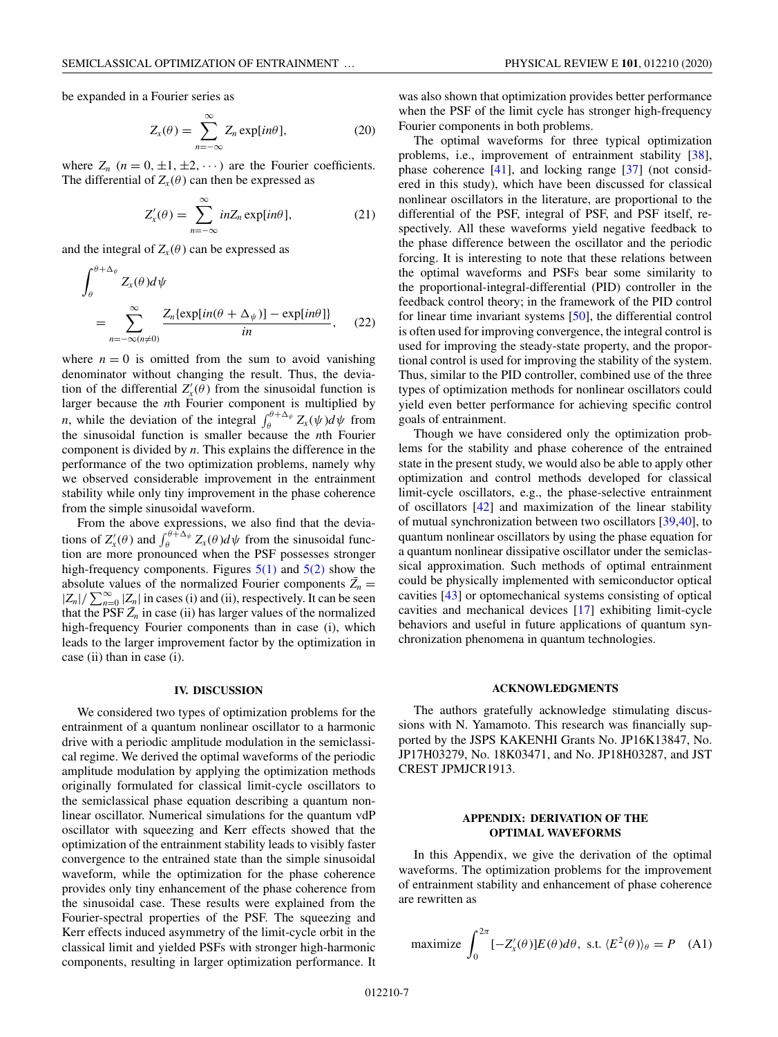be expanded in a Fourier series as

$$Z_x(\theta) = \sum_{n=-\infty}^{\infty} Z_n \exp[in\theta], \tag{20}$$

where $Z_n$ ($n = 0, \pm1, \pm2, \cdots$) are the Fourier coefficients. The differential of $Z_x(\theta)$ can then be expressed as

$$Z_x'(\theta) = \sum_{n=-\infty}^{\infty} inZ_n \exp[in\theta], \tag{21}$$

and the integral of $Z_x(\theta)$ can be expressed as

$$\int_\theta^{\theta+\Delta_\psi} Z_x(\theta)d\psi = \sum_{n=-\infty(n\neq0)}^{\infty} \frac{Z_n\{\exp[in(\theta+\Delta_\psi)] - \exp[in\theta]\}}{in}, \tag{22}$$

where $n = 0$ is omitted from the sum to avoid vanishing denominator without changing the result. Thus, the deviation of the differential $Z_x'(\theta)$ from the sinusoidal function is larger because the $n$th Fourier component is multiplied by $n$, while the deviation of the integral $\int_\theta^{\theta+\Delta_\psi} Z_x(\psi)d\psi$ from the sinusoidal function is smaller because the $n$th Fourier component is divided by $n$. This explains the difference in the performance of the two optimization problems, namely why we observed considerable improvement in the entrainment stability while only tiny improvement in the phase coherence from the simple sinusoidal waveform.

From the above expressions, we also find that the deviations of $Z_x'(\theta)$ and $\int_\theta^{\theta+\Delta_\psi} Z_x(\theta)d\psi$ from the sinusoidal function are more pronounced when the PSF possesses stronger high-frequency components. Figures 5(1) and 5(2) show the absolute values of the normalized Fourier components $\bar{Z}_n = |Z_n| / \sum_{n=0}^{\infty} |Z_n|$ in cases (i) and (ii), respectively. It can be seen that the PSF $\bar{Z}_n$ in case (ii) has larger values of the normalized high-frequency Fourier components than in case (i), which leads to the larger improvement factor by the optimization in case (ii) than in case (i).

## IV. DISCUSSION

We considered two types of optimization problems for the entrainment of a quantum nonlinear oscillator to a harmonic drive with a periodic amplitude modulation in the semiclassical regime. We derived the optimal waveforms of the periodic amplitude modulation by applying the optimization methods originally formulated for classical limit-cycle oscillators to the semiclassical phase equation describing a quantum nonlinear oscillator. Numerical simulations for the quantum vdP oscillator with squeezing and Kerr effects showed that the optimization of the entrainment stability leads to visibly faster convergence to the entrained state than the simple sinusoidal waveform, while the optimization for the phase coherence provides only tiny enhancement of the phase coherence from the sinusoidal case. These results were explained from the Fourier-spectral properties of the PSF. The squeezing and Kerr effects induced asymmetry of the limit-cycle orbit in the classical limit and yielded PSFs with stronger high-harmonic components, resulting in larger optimization performance. It was also shown that optimization provides better performance when the PSF of the limit cycle has stronger high-frequency Fourier components in both problems.

The optimal waveforms for three typical optimization problems, i.e., improvement of entrainment stability [38], phase coherence [41], and locking range [37] (not considered in this study), which have been discussed for classical nonlinear oscillators in the literature, are proportional to the differential of the PSF, integral of PSF, and PSF itself, respectively. All these waveforms yield negative feedback to the phase difference between the oscillator and the periodic forcing. It is interesting to note that these relations between the optimal waveforms and PSFs bear some similarity to the proportional-integral-differential (PID) controller in the feedback control theory; in the framework of the PID control for linear time invariant systems [50], the differential control is often used for improving convergence, the integral control is used for improving the steady-state property, and the proportional control is used for improving the stability of the system. Thus, similar to the PID controller, combined use of the three types of optimization methods for nonlinear oscillators could yield even better performance for achieving specific control goals of entrainment.

Though we have considered only the optimization problems for the stability and phase coherence of the entrained state in the present study, we would also be able to apply other optimization and control methods developed for classical limit-cycle oscillators, e.g., the phase-selective entrainment of oscillators [42] and maximization of the linear stability of mutual synchronization between two oscillators [39,40], to quantum nonlinear oscillators by using the phase equation for a quantum nonlinear dissipative oscillator under the semiclassical approximation. Such methods of optimal entrainment could be physically implemented with semiconductor optical cavities [43] or optomechanical systems consisting of optical cavities and mechanical devices [17] exhibiting limit-cycle behaviors and useful in future applications of quantum synchronization phenomena in quantum technologies.

## ACKNOWLEDGMENTS

The authors gratefully acknowledge stimulating discussions with N. Yamamoto. This research was financially supported by the JSPS KAKENHI Grants No. JP16K13847, No. JP17H03279, No. 18K03471, and No. JP18H03287, and JST CREST JPMJCR1913.

## APPENDIX: DERIVATION OF THE OPTIMAL WAVEFORMS

In this Appendix, we give the derivation of the optimal waveforms. The optimization problems for the improvement of entrainment stability and enhancement of phase coherence are rewritten as

$$\text{maximize} \int_0^{2\pi} [-Z_x'(\theta)]E(\theta)d\theta, \text{ s.t. } \langle E^2(\theta)\rangle_\theta = P \tag{A1}$$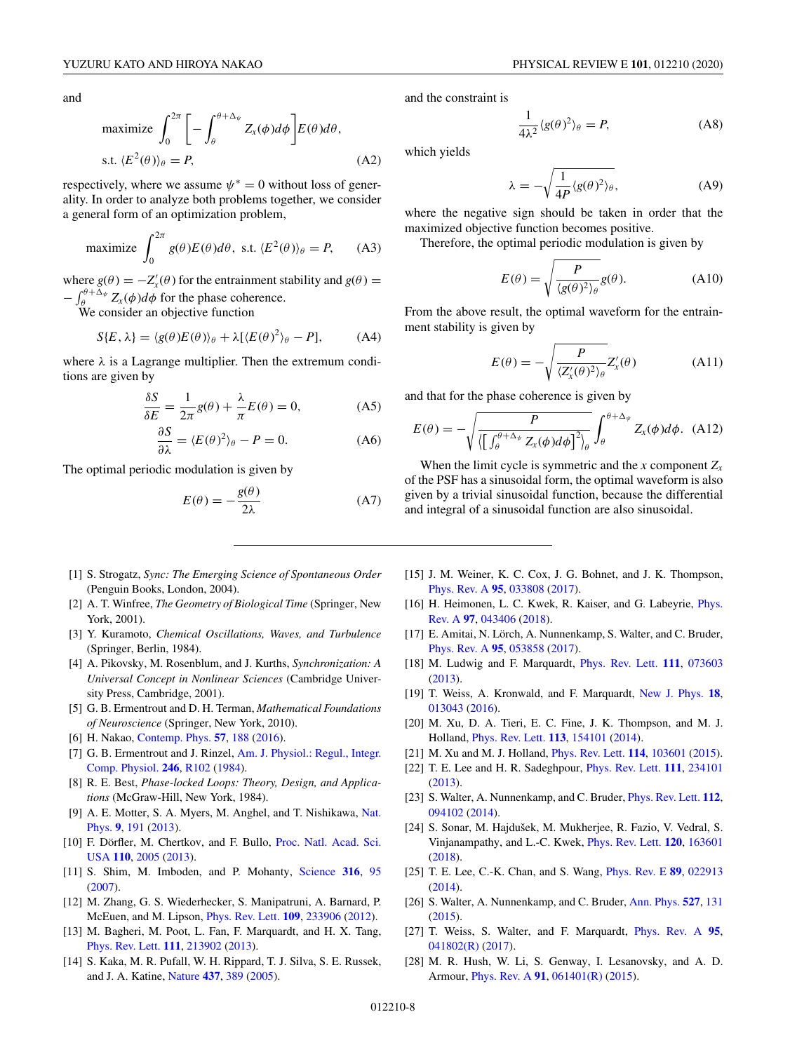and

$$
\begin{aligned}
&\text{maximize } \int_0^{2\pi} \left[ -\int_\theta^{\theta+\Delta_\psi} Z_x(\phi) d\phi \right] E(\theta) d\theta, \\
&\text{s.t. } \langle E^2(\theta) \rangle_\theta = P,
\end{aligned} \tag{A2}
$$

respectively, where we assume $\psi^* = 0$ without loss of generality. In order to analyze both problems together, we consider a general form of an optimization problem,

$$
\text{maximize } \int_0^{2\pi} g(\theta) E(\theta) d\theta, \text{ s.t. } \langle E^2(\theta) \rangle_\theta = P, \tag{A3}
$$

where $g(\theta) = -Z_x'(\theta)$ for the entrainment stability and $g(\theta) = -\int_\theta^{\theta+\Delta_\psi} Z_x(\phi) d\phi$ for the phase coherence.

We consider an objective function

$$
S\{E, \lambda\} = \langle g(\theta) E(\theta) \rangle_\theta + \lambda [\langle E(\theta)^2 \rangle_\theta - P], \tag{A4}
$$

where $\lambda$ is a Lagrange multiplier. Then the extremum conditions are given by

$$
\frac{\delta S}{\delta E} = \frac{1}{2\pi} g(\theta) + \frac{\lambda}{\pi} E(\theta) = 0, \tag{A5}
$$

$$
\frac{\partial S}{\partial \lambda} = \langle E(\theta)^2 \rangle_\theta - P = 0. \tag{A6}
$$

The optimal periodic modulation is given by

$$
E(\theta) = -\frac{g(\theta)}{2\lambda} \tag{A7}
$$

and the constraint is

$$
\frac{1}{4\lambda^2} \langle g(\theta)^2 \rangle_\theta = P, \tag{A8}
$$

which yields

$$
\lambda = -\sqrt{\frac{1}{4P} \langle g(\theta)^2 \rangle_\theta}, \tag{A9}
$$

where the negative sign should be taken in order that the maximized objective function becomes positive.

Therefore, the optimal periodic modulation is given by

$$
E(\theta) = \sqrt{\frac{P}{\langle g(\theta)^2 \rangle_\theta}} g(\theta). \tag{A10}
$$

From the above result, the optimal waveform for the entrainment stability is given by

$$
E(\theta) = -\sqrt{\frac{P}{\langle Z_x'(\theta)^2 \rangle_\theta}} Z_x'(\theta) \tag{A11}
$$

and that for the phase coherence is given by

$$
E(\theta) = -\sqrt{\frac{P}{\left\langle \left[ \int_\theta^{\theta+\Delta_\psi} Z_x(\phi) d\phi \right]^2 \right\rangle_\theta}} \int_\theta^{\theta+\Delta_\psi} Z_x(\phi) d\phi. \tag{A12}
$$

When the limit cycle is symmetric and the $x$ component $Z_x$ of the PSF has a sinusoidal form, the optimal waveform is also given by a trivial sinusoidal function, because the differential and integral of a sinusoidal function are also sinusoidal.

---

[1] S. Strogatz, *Sync: The Emerging Science of Spontaneous Order* (Penguin Books, London, 2004).

[2] A. T. Winfree, *The Geometry of Biological Time* (Springer, New York, 2001).

[3] Y. Kuramoto, *Chemical Oscillations, Waves, and Turbulence* (Springer, Berlin, 1984).

[4] A. Pikovsky, M. Rosenblum, and J. Kurths, *Synchronization: A Universal Concept in Nonlinear Sciences* (Cambridge University Press, Cambridge, 2001).

[5] G. B. Ermentrout and D. H. Terman, *Mathematical Foundations of Neuroscience* (Springer, New York, 2010).

[6] H. Nakao, Contemp. Phys. **57**, 188 (2016).

[7] G. B. Ermentrout and J. Rinzel, Am. J. Physiol.: Regul., Integr. Comp. Physiol. **246**, R102 (1984).

[8] R. E. Best, *Phase-locked Loops: Theory, Design, and Applications* (McGraw-Hill, New York, 1984).

[9] A. E. Motter, S. A. Myers, M. Anghel, and T. Nishikawa, Nat. Phys. **9**, 191 (2013).

[10] F. Dörfler, M. Chertkov, and F. Bullo, Proc. Natl. Acad. Sci. USA **110**, 2005 (2013).

[11] S. Shim, M. Imboden, and P. Mohanty, Science **316**, 95 (2007).

[12] M. Zhang, G. S. Wiederhecker, S. Manipatruni, A. Barnard, P. McEuen, and M. Lipson, Phys. Rev. Lett. **109**, 233906 (2012).

[13] M. Bagheri, M. Poot, L. Fan, F. Marquardt, and H. X. Tang, Phys. Rev. Lett. **111**, 213902 (2013).

[14] S. Kaka, M. R. Pufall, W. H. Rippard, T. J. Silva, S. E. Russek, and J. A. Katine, Nature **437**, 389 (2005).

[15] J. M. Weiner, K. C. Cox, J. G. Bohnet, and J. K. Thompson, Phys. Rev. A **95**, 033808 (2017).

[16] H. Heimonen, L. C. Kwek, R. Kaiser, and G. Labeyrie, Phys. Rev. A **97**, 043406 (2018).

[17] E. Amitai, N. Lörch, A. Nunnenkamp, S. Walter, and C. Bruder, Phys. Rev. A **95**, 053858 (2017).

[18] M. Ludwig and F. Marquardt, Phys. Rev. Lett. **111**, 073603 (2013).

[19] T. Weiss, A. Kronwald, and F. Marquardt, New J. Phys. **18**, 013043 (2016).

[20] M. Xu, D. A. Tieri, E. C. Fine, J. K. Thompson, and M. J. Holland, Phys. Rev. Lett. **113**, 154101 (2014).

[21] M. Xu and M. J. Holland, Phys. Rev. Lett. **114**, 103601 (2015).

[22] T. E. Lee and H. R. Sadeghpour, Phys. Rev. Lett. **111**, 234101 (2013).

[23] S. Walter, A. Nunnenkamp, and C. Bruder, Phys. Rev. Lett. **112**, 094102 (2014).

[24] S. Sonar, M. Hajdušek, M. Mukherjee, R. Fazio, V. Vedral, S. Vinjanampathy, and L.-C. Kwek, Phys. Rev. Lett. **120**, 163601 (2018).

[25] T. E. Lee, C.-K. Chan, and S. Wang, Phys. Rev. E **89**, 022913 (2014).

[26] S. Walter, A. Nunnenkamp, and C. Bruder, Ann. Phys. **527**, 131 (2015).

[27] T. Weiss, S. Walter, and F. Marquardt, Phys. Rev. A **95**, 041802(R) (2017).

[28] M. R. Hush, W. Li, S. Genway, I. Lesanovsky, and A. D. Armour, Phys. Rev. A **91**, 061401(R) (2015).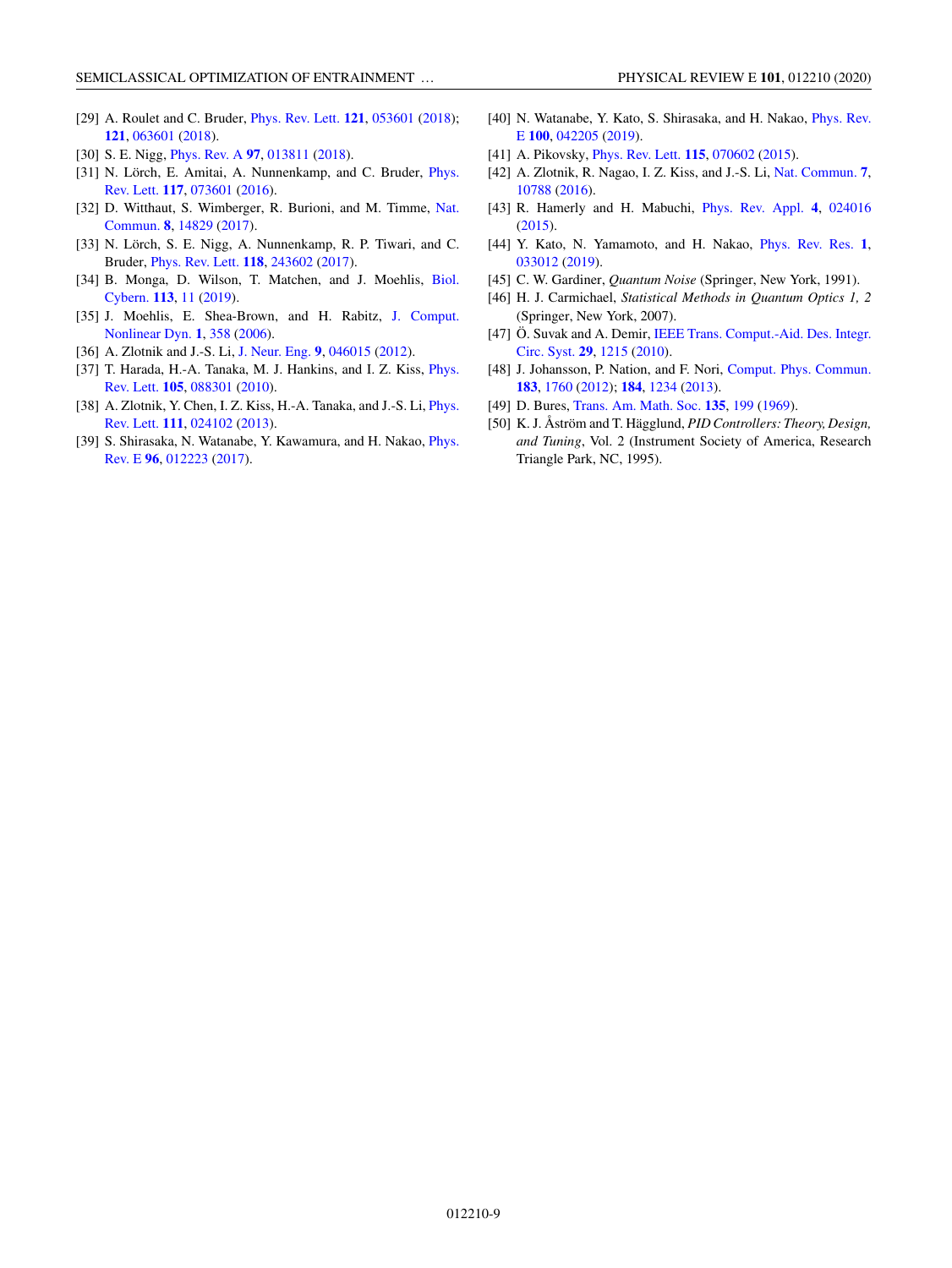[29] A. Roulet and C. Bruder, Phys. Rev. Lett. **121**, 053601 (2018); **121**, 063601 (2018).

[30] S. E. Nigg, Phys. Rev. A **97**, 013811 (2018).

[31] N. Lörch, E. Amitai, A. Nunnenkamp, and C. Bruder, Phys. Rev. Lett. **117**, 073601 (2016).

[32] D. Witthaut, S. Wimberger, R. Burioni, and M. Timme, Nat. Commun. **8**, 14829 (2017).

[33] N. Lörch, S. E. Nigg, A. Nunnenkamp, R. P. Tiwari, and C. Bruder, Phys. Rev. Lett. **118**, 243602 (2017).

[34] B. Monga, D. Wilson, T. Matchen, and J. Moehlis, Biol. Cybern. **113**, 11 (2019).

[35] J. Moehlis, E. Shea-Brown, and H. Rabitz, J. Comput. Nonlinear Dyn. **1**, 358 (2006).

[36] A. Zlotnik and J.-S. Li, J. Neur. Eng. **9**, 046015 (2012).

[37] T. Harada, H.-A. Tanaka, M. J. Hankins, and I. Z. Kiss, Phys. Rev. Lett. **105**, 088301 (2010).

[38] A. Zlotnik, Y. Chen, I. Z. Kiss, H.-A. Tanaka, and J.-S. Li, Phys. Rev. Lett. **111**, 024102 (2013).

[39] S. Shirasaka, N. Watanabe, Y. Kawamura, and H. Nakao, Phys. Rev. E **96**, 012223 (2017).

[40] N. Watanabe, Y. Kato, S. Shirasaka, and H. Nakao, Phys. Rev. E **100**, 042205 (2019).

[41] A. Pikovsky, Phys. Rev. Lett. **115**, 070602 (2015).

[42] A. Zlotnik, R. Nagao, I. Z. Kiss, and J.-S. Li, Nat. Commun. **7**, 10788 (2016).

[43] R. Hamerly and H. Mabuchi, Phys. Rev. Appl. **4**, 024016 (2015).

[44] Y. Kato, N. Yamamoto, and H. Nakao, Phys. Rev. Res. **1**, 033012 (2019).

[45] C. W. Gardiner, *Quantum Noise* (Springer, New York, 1991).

[46] H. J. Carmichael, *Statistical Methods in Quantum Optics 1, 2* (Springer, New York, 2007).

[47] Ö. Suvak and A. Demir, IEEE Trans. Comput.-Aid. Des. Integr. Circ. Syst. **29**, 1215 (2010).

[48] J. Johansson, P. Nation, and F. Nori, Comput. Phys. Commun. **183**, 1760 (2012); **184**, 1234 (2013).

[49] D. Bures, Trans. Am. Math. Soc. **135**, 199 (1969).

[50] K. J. Åström and T. Hägglund, *PID Controllers: Theory, Design, and Tuning*, Vol. 2 (Instrument Society of America, Research Triangle Park, NC, 1995).